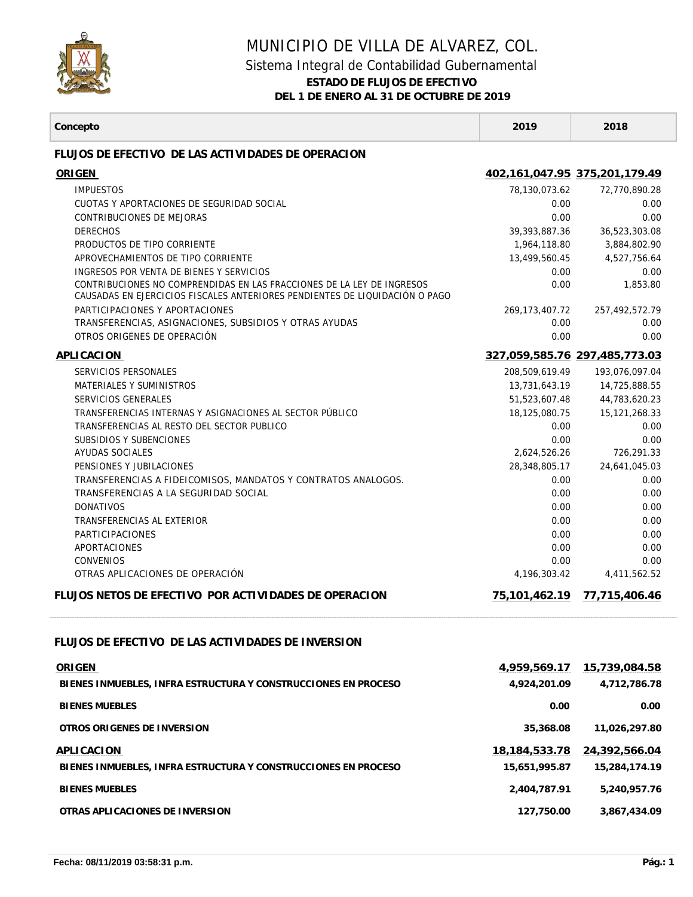# MUNICIPIO DE VILLA DE ALVAREZ, COL.

## Sistema Integral de Contabilidad Gubernamental

**ESTADO DE FLUJOS DE EFECTIVO**

**DEL 1 DE ENERO AL 31 DE OCTUBRE DE 2019**

| Concepto | 2019 | 2018 |
|---|---|---|
| **FLUJOS DE EFECTIVO DE LAS ACTIVIDADES DE OPERACION** | | |
| **ORIGEN** | **402,161,047.95** | **375,201,179.49** |
| IMPUESTOS | 78,130,073.62 | 72,770,890.28 |
| CUOTAS Y APORTACIONES DE SEGURIDAD SOCIAL | 0.00 | 0.00 |
| CONTRIBUCIONES DE MEJORAS | 0.00 | 0.00 |
| DERECHOS | 39,393,887.36 | 36,523,303.08 |
| PRODUCTOS DE TIPO CORRIENTE | 1,964,118.80 | 3,884,802.90 |
| APROVECHAMIENTOS DE TIPO CORRIENTE | 13,499,560.45 | 4,527,756.64 |
| INGRESOS POR VENTA DE BIENES Y SERVICIOS | 0.00 | 0.00 |
| CONTRIBUCIONES NO COMPRENDIDAS EN LAS FRACCIONES DE LA LEY DE INGRESOS CAUSADAS EN EJERCICIOS FISCALES ANTERIORES PENDIENTES DE LIQUIDACIÓN O PAGO | 0.00 | 1,853.80 |
| PARTICIPACIONES Y APORTACIONES | 269,173,407.72 | 257,492,572.79 |
| TRANSFERENCIAS, ASIGNACIONES, SUBSIDIOS Y OTRAS AYUDAS | 0.00 | 0.00 |
| OTROS ORIGENES DE OPERACIÓN | 0.00 | 0.00 |
| **APLICACION** | **327,059,585.76** | **297,485,773.03** |
| SERVICIOS PERSONALES | 208,509,619.49 | 193,076,097.04 |
| MATERIALES Y SUMINISTROS | 13,731,643.19 | 14,725,888.55 |
| SERVICIOS GENERALES | 51,523,607.48 | 44,783,620.23 |
| TRANSFERENCIAS INTERNAS Y ASIGNACIONES AL SECTOR PÚBLICO | 18,125,080.75 | 15,121,268.33 |
| TRANSFERENCIAS AL RESTO DEL SECTOR PUBLICO | 0.00 | 0.00 |
| SUBSIDIOS Y SUBENCIONES | 0.00 | 0.00 |
| AYUDAS SOCIALES | 2,624,526.26 | 726,291.33 |
| PENSIONES Y JUBILACIONES | 28,348,805.17 | 24,641,045.03 |
| TRANSFERENCIAS A FIDEICOMISOS, MANDATOS Y CONTRATOS ANALOGOS. | 0.00 | 0.00 |
| TRANSFERENCIAS A LA SEGURIDAD SOCIAL | 0.00 | 0.00 |
| DONATIVOS | 0.00 | 0.00 |
| TRANSFERENCIAS AL EXTERIOR | 0.00 | 0.00 |
| PARTICIPACIONES | 0.00 | 0.00 |
| APORTACIONES | 0.00 | 0.00 |
| CONVENIOS | 0.00 | 0.00 |
| OTRAS APLICACIONES DE OPERACIÓN | 4,196,303.42 | 4,411,562.52 |
| **FLUJOS NETOS DE EFECTIVO POR ACTIVIDADES DE OPERACION** | **75,101,462.19** | **77,715,406.46** |
| **FLUJOS DE EFECTIVO DE LAS ACTIVIDADES DE INVERSION** | | |
| **ORIGEN** | **4,959,569.17** | **15,739,084.58** |
| **BIENES INMUEBLES, INFRA ESTRUCTURA Y CONSTRUCCIONES EN PROCESO** | **4,924,201.09** | **4,712,786.78** |
| **BIENES MUEBLES** | **0.00** | **0.00** |
| **OTROS ORIGENES DE INVERSION** | **35,368.08** | **11,026,297.80** |
| **APLICACION** | **18,184,533.78** | **24,392,566.04** |
| **BIENES INMUEBLES, INFRA ESTRUCTURA Y CONSTRUCCIONES EN PROCESO** | **15,651,995.87** | **15,284,174.19** |
| **BIENES MUEBLES** | **2,404,787.91** | **5,240,957.76** |
| **OTRAS APLICACIONES DE INVERSION** | **127,750.00** | **3,867,434.09** |

**Fecha: 08/11/2019 03:58:31 p.m.**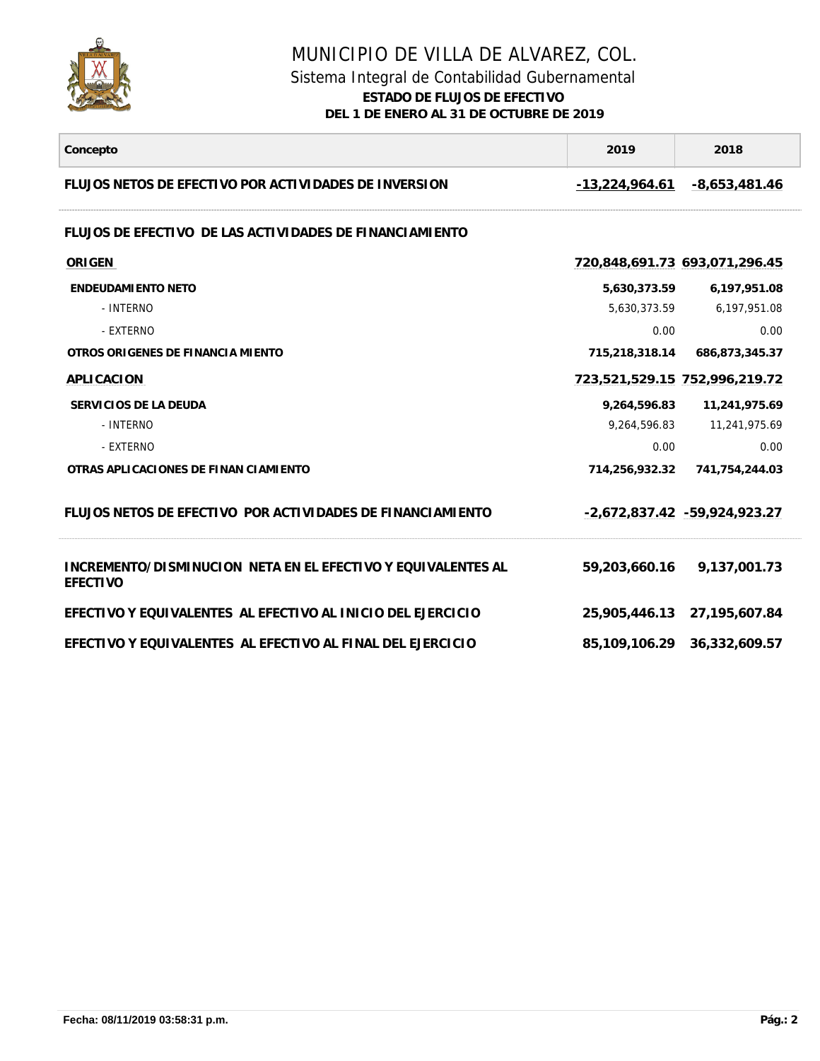# MUNICIPIO DE VILLA DE ALVAREZ, COL.

## Sistema Integral de Contabilidad Gubernamental

**ESTADO DE FLUJOS DE EFECTIVO**

**DEL 1 DE ENERO AL 31 DE OCTUBRE DE 2019**

| Concepto | 2019 | 2018 |
|---|---|---|
| **FLUJOS NETOS DE EFECTIVO POR ACTIVIDADES DE INVERSION** | **-13,224,964.61** | **-8,653,481.46** |
| **FLUJOS DE EFECTIVO DE LAS ACTIVIDADES DE FINANCIAMIENTO** | | |
| **ORIGEN** | **720,848,691.73** | **693,071,296.45** |
| **ENDEUDAMIENTO NETO** | **5,630,373.59** | **6,197,951.08** |
| - INTERNO | 5,630,373.59 | 6,197,951.08 |
| - EXTERNO | 0.00 | 0.00 |
| **OTROS ORIGENES DE FINANCIA MIENTO** | **715,218,318.14** | **686,873,345.37** |
| **APLICACION** | **723,521,529.15** | **752,996,219.72** |
| **SERVICIOS DE LA DEUDA** | **9,264,596.83** | **11,241,975.69** |
| - INTERNO | 9,264,596.83 | 11,241,975.69 |
| - EXTERNO | 0.00 | 0.00 |
| **OTRAS APLICACIONES DE FINAN CIAMIENTO** | **714,256,932.32** | **741,754,244.03** |
| **FLUJOS NETOS DE EFECTIVO POR ACTIVIDADES DE FINANCIAMIENTO** | **-2,672,837.42** | **-59,924,923.27** |
| **INCREMENTO/DISMINUCION NETA EN EL EFECTIVO Y EQUIVALENTES AL EFECTIVO** | **59,203,660.16** | **9,137,001.73** |
| **EFECTIVO Y EQUIVALENTES AL EFECTIVO AL INICIO DEL EJERCICIO** | **25,905,446.13** | **27,195,607.84** |
| **EFECTIVO Y EQUIVALENTES AL EFECTIVO AL FINAL DEL EJERCICIO** | **85,109,106.29** | **36,332,609.57** |

**Fecha: 08/11/2019 03:58:31 p.m.**